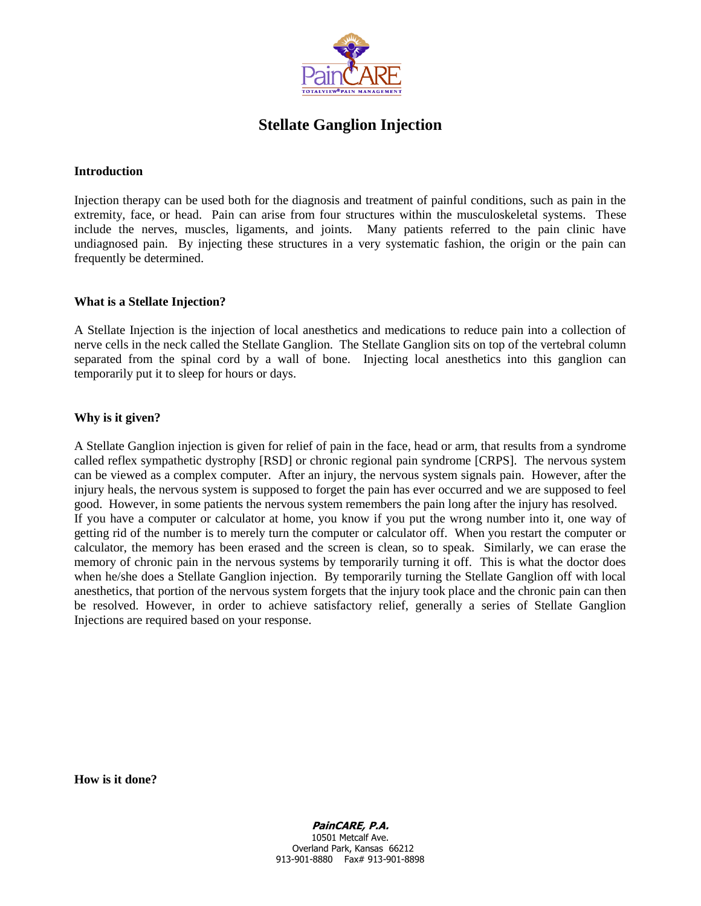# Stellate Ganglion Injection

## Introduction

Injection therapy can be used both for the diagnosis and treatment of painful conditions, such as pain in the extremity, face, or head. Pain can arise from four structures within the musculoskeletal systems. These include the nerves, muscles, ligaments, and joints. Many patients referred to the pain clinic have undiagnosed pain. By injecting these structures in a very systematic fashion, the origin or the pain can frequently be determined.

## What is a Stellate Injection?

A Stellate Injection is the injection of local anesthetics and medications to reduce pain into a collection of nerve cells in the neck called the Stellate Ganglion. The Stellate Ganglion sits on top of the vertebral column separated from the spinal cord by a wall of bone. Injecting local anesthetics into this ganglion can temporarily put it to sleep for hours or days.

## Why is it given?

A Stellate Ganglion injection is given for relief of pain in the face, head or arm, that results from a syndrome called reflex sympathetic dystrophy [RSD] or chronic regional pain syndrome [CRPS]. The nervous system can be viewed as a complex computer. After an injury, the nervous system signals pain. However, after the injury heals, the nervous system is supposed to forget the pain has ever occurred and we are supposed to feel good. However, in some patients the nervous system remembers the pain long after the injury has resolved.
If you have a computer or calculator at home, you know if you put the wrong number into it, one way of getting rid of the number is to merely turn the computer or calculator off. When you restart the computer or calculator, the memory has been erased and the screen is clean, so to speak. Similarly, we can erase the memory of chronic pain in the nervous systems by temporarily turning it off. This is what the doctor does when he/she does a Stellate Ganglion injection. By temporarily turning the Stellate Ganglion off with local anesthetics, that portion of the nervous system forgets that the injury took place and the chronic pain can then be resolved. However, in order to achieve satisfactory relief, generally a series of Stellate Ganglion Injections are required based on your response.

## How is it done?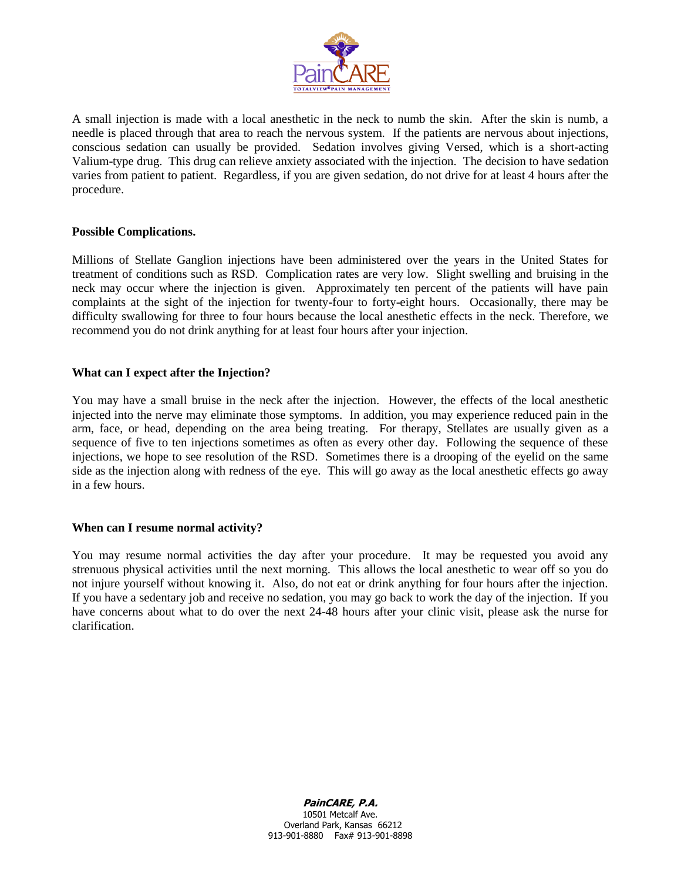A small injection is made with a local anesthetic in the neck to numb the skin. After the skin is numb, a needle is placed through that area to reach the nervous system. If the patients are nervous about injections, conscious sedation can usually be provided. Sedation involves giving Versed, which is a short-acting Valium-type drug. This drug can relieve anxiety associated with the injection. The decision to have sedation varies from patient to patient. Regardless, if you are given sedation, do not drive for at least 4 hours after the procedure.

**Possible Complications.**

Millions of Stellate Ganglion injections have been administered over the years in the United States for treatment of conditions such as RSD. Complication rates are very low. Slight swelling and bruising in the neck may occur where the injection is given. Approximately ten percent of the patients will have pain complaints at the sight of the injection for twenty-four to forty-eight hours. Occasionally, there may be difficulty swallowing for three to four hours because the local anesthetic effects in the neck. Therefore, we recommend you do not drink anything for at least four hours after your injection.

**What can I expect after the Injection?**

You may have a small bruise in the neck after the injection. However, the effects of the local anesthetic injected into the nerve may eliminate those symptoms. In addition, you may experience reduced pain in the arm, face, or head, depending on the area being treating. For therapy, Stellates are usually given as a sequence of five to ten injections sometimes as often as every other day. Following the sequence of these injections, we hope to see resolution of the RSD. Sometimes there is a drooping of the eyelid on the same side as the injection along with redness of the eye. This will go away as the local anesthetic effects go away in a few hours.

**When can I resume normal activity?**

You may resume normal activities the day after your procedure. It may be requested you avoid any strenuous physical activities until the next morning. This allows the local anesthetic to wear off so you do not injure yourself without knowing it. Also, do not eat or drink anything for four hours after the injection. If you have a sedentary job and receive no sedation, you may go back to work the day of the injection. If you have concerns about what to do over the next 24-48 hours after your clinic visit, please ask the nurse for clarification.

**PainCARE, P.A.**
10501 Metcalf Ave.
Overland Park, Kansas 66212
913-901-8880 Fax# 913-901-8898